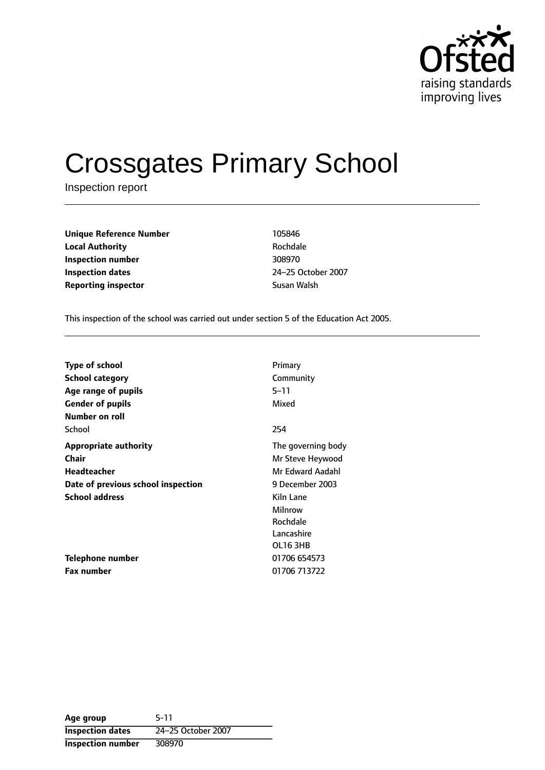Ofsted
raising standards
improving lives

# Crossgates Primary School

Inspection report

| | |
|---|---|
| **Unique Reference Number** | 105846 |
| **Local Authority** | Rochdale |
| **Inspection number** | 308970 |
| **Inspection dates** | 24–25 October 2007 |
| **Reporting inspector** | Susan Walsh |

This inspection of the school was carried out under section 5 of the Education Act 2005.

| | |
|---|---|
| **Type of school** | Primary |
| **School category** | Community |
| **Age range of pupils** | 5–11 |
| **Gender of pupils** | Mixed |
| **Number on roll** | |
| School | 254 |
| **Appropriate authority** | The governing body |
| **Chair** | Mr Steve Heywood |
| **Headteacher** | Mr Edward Aadahl |
| **Date of previous school inspection** | 9 December 2003 |
| **School address** | Kiln Lane<br>Milnrow<br>Rochdale<br>Lancashire<br>OL16 3HB |
| **Telephone number** | 01706 654573 |
| **Fax number** | 01706 713722 |

| | |
|---|---|
| **Age group** | 5-11 |
| **Inspection dates** | 24–25 October 2007 |
| **Inspection number** | 308970 |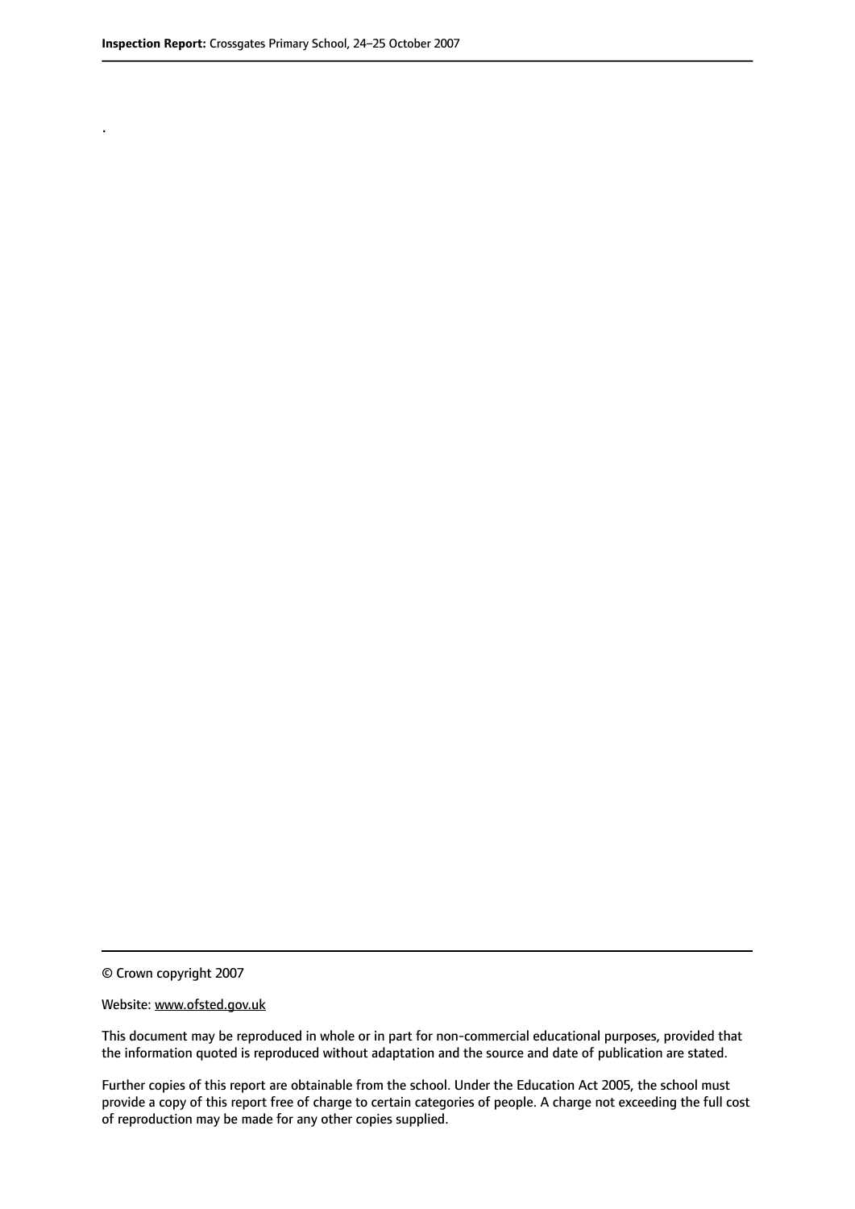.

© Crown copyright 2007

Website: www.ofsted.gov.uk

This document may be reproduced in whole or in part for non-commercial educational purposes, provided that the information quoted is reproduced without adaptation and the source and date of publication are stated.

Further copies of this report are obtainable from the school. Under the Education Act 2005, the school must provide a copy of this report free of charge to certain categories of people. A charge not exceeding the full cost of reproduction may be made for any other copies supplied.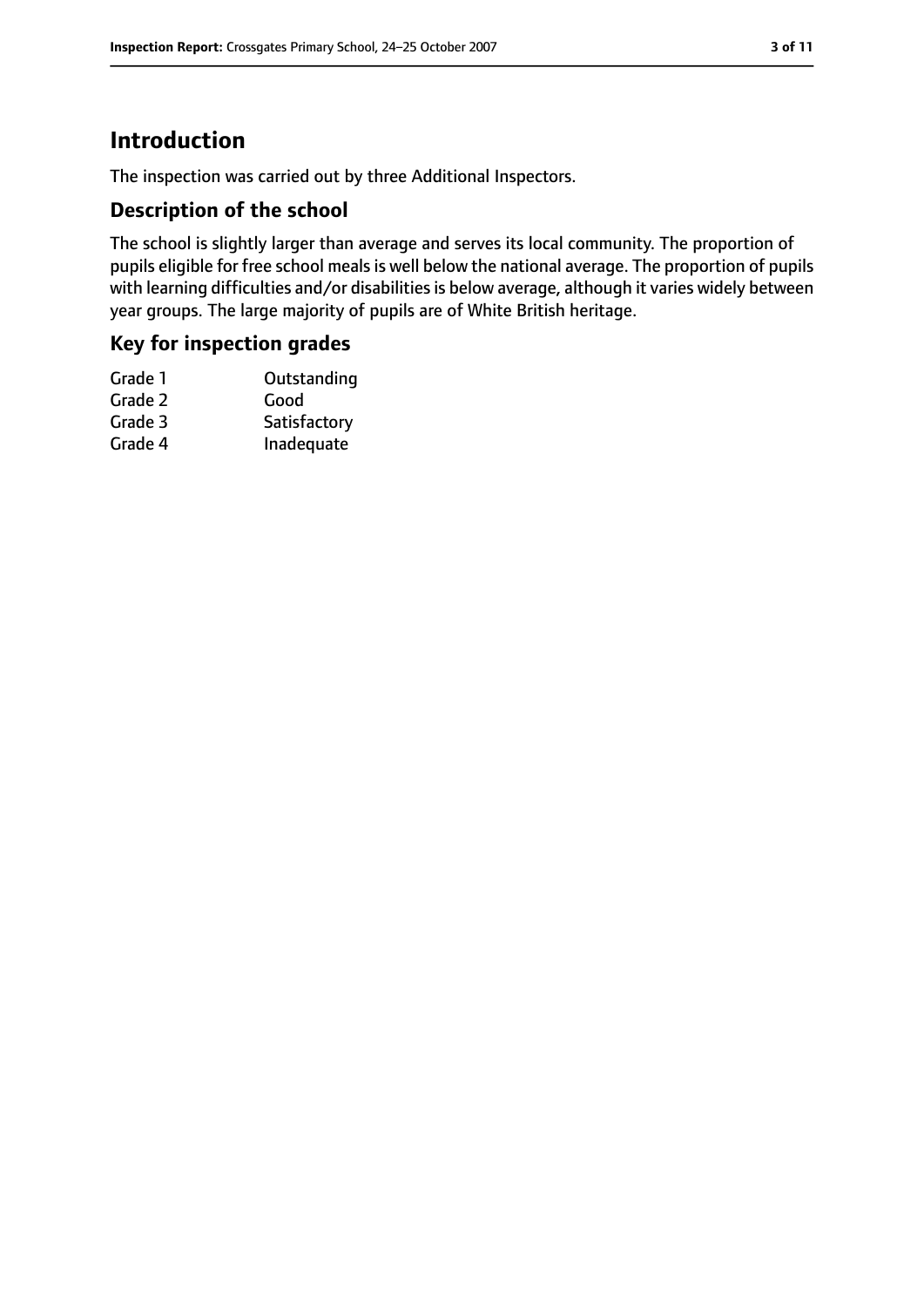# Introduction

The inspection was carried out by three Additional Inspectors.

## Description of the school

The school is slightly larger than average and serves its local community. The proportion of pupils eligible for free school meals is well below the national average. The proportion of pupils with learning difficulties and/or disabilities is below average, although it varies widely between year groups. The large majority of pupils are of White British heritage.

## Key for inspection grades

| | |
|---|---|
| Grade 1 | Outstanding |
| Grade 2 | Good |
| Grade 3 | Satisfactory |
| Grade 4 | Inadequate |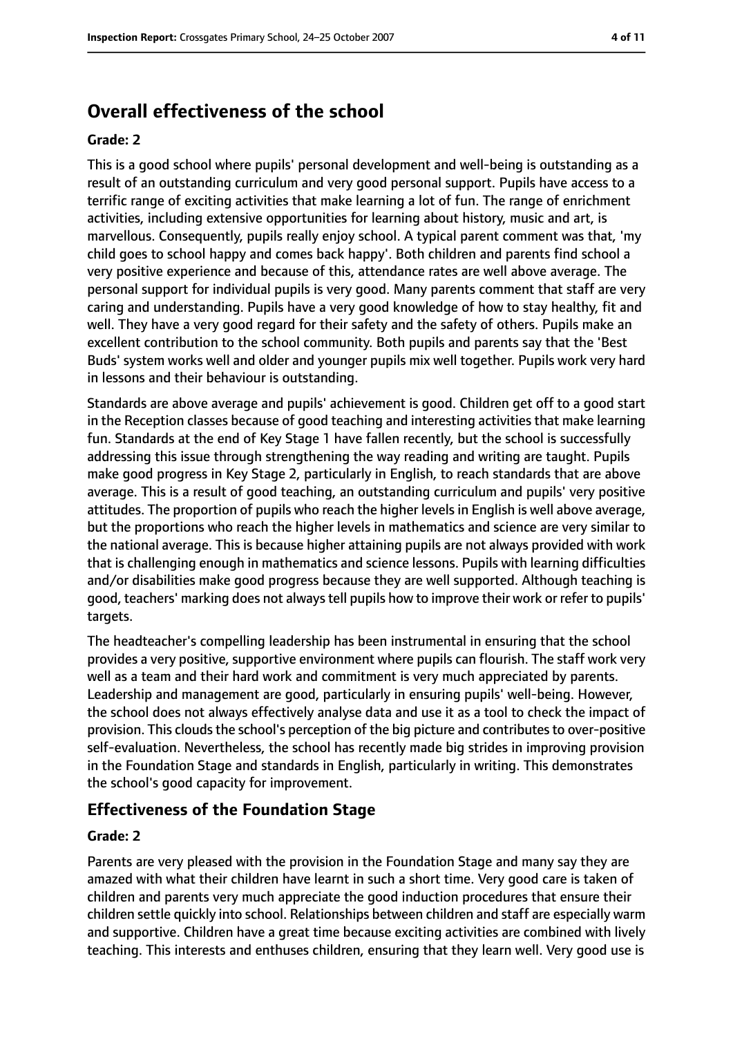# Overall effectiveness of the school

**Grade: 2**

This is a good school where pupils' personal development and well-being is outstanding as a result of an outstanding curriculum and very good personal support. Pupils have access to a terrific range of exciting activities that make learning a lot of fun. The range of enrichment activities, including extensive opportunities for learning about history, music and art, is marvellous. Consequently, pupils really enjoy school. A typical parent comment was that, 'my child goes to school happy and comes back happy'. Both children and parents find school a very positive experience and because of this, attendance rates are well above average. The personal support for individual pupils is very good. Many parents comment that staff are very caring and understanding. Pupils have a very good knowledge of how to stay healthy, fit and well. They have a very good regard for their safety and the safety of others. Pupils make an excellent contribution to the school community. Both pupils and parents say that the 'Best Buds' system works well and older and younger pupils mix well together. Pupils work very hard in lessons and their behaviour is outstanding.

Standards are above average and pupils' achievement is good. Children get off to a good start in the Reception classes because of good teaching and interesting activities that make learning fun. Standards at the end of Key Stage 1 have fallen recently, but the school is successfully addressing this issue through strengthening the way reading and writing are taught. Pupils make good progress in Key Stage 2, particularly in English, to reach standards that are above average. This is a result of good teaching, an outstanding curriculum and pupils' very positive attitudes. The proportion of pupils who reach the higher levels in English is well above average, but the proportions who reach the higher levels in mathematics and science are very similar to the national average. This is because higher attaining pupils are not always provided with work that is challenging enough in mathematics and science lessons. Pupils with learning difficulties and/or disabilities make good progress because they are well supported. Although teaching is good, teachers' marking does not always tell pupils how to improve their work or refer to pupils' targets.

The headteacher's compelling leadership has been instrumental in ensuring that the school provides a very positive, supportive environment where pupils can flourish. The staff work very well as a team and their hard work and commitment is very much appreciated by parents. Leadership and management are good, particularly in ensuring pupils' well-being. However, the school does not always effectively analyse data and use it as a tool to check the impact of provision. This clouds the school's perception of the big picture and contributes to over-positive self-evaluation. Nevertheless, the school has recently made big strides in improving provision in the Foundation Stage and standards in English, particularly in writing. This demonstrates the school's good capacity for improvement.

## Effectiveness of the Foundation Stage

**Grade: 2**

Parents are very pleased with the provision in the Foundation Stage and many say they are amazed with what their children have learnt in such a short time. Very good care is taken of children and parents very much appreciate the good induction procedures that ensure their children settle quickly into school. Relationships between children and staff are especially warm and supportive. Children have a great time because exciting activities are combined with lively teaching. This interests and enthuses children, ensuring that they learn well. Very good use is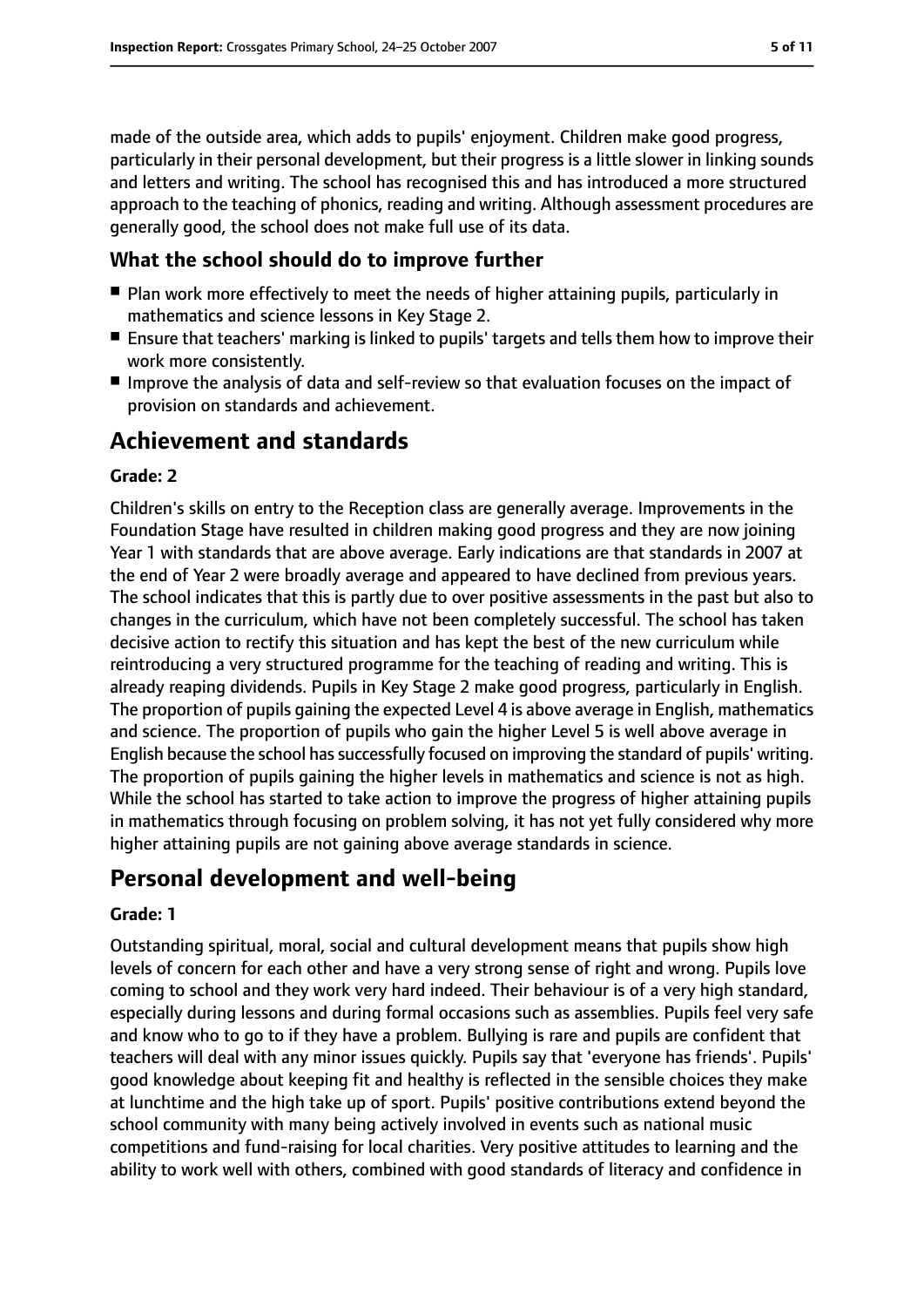made of the outside area, which adds to pupils' enjoyment. Children make good progress, particularly in their personal development, but their progress is a little slower in linking sounds and letters and writing. The school has recognised this and has introduced a more structured approach to the teaching of phonics, reading and writing. Although assessment procedures are generally good, the school does not make full use of its data.

### What the school should do to improve further

- Plan work more effectively to meet the needs of higher attaining pupils, particularly in mathematics and science lessons in Key Stage 2.
- Ensure that teachers' marking is linked to pupils' targets and tells them how to improve their work more consistently.
- Improve the analysis of data and self-review so that evaluation focuses on the impact of provision on standards and achievement.

## Achievement and standards

#### Grade: 2

Children's skills on entry to the Reception class are generally average. Improvements in the Foundation Stage have resulted in children making good progress and they are now joining Year 1 with standards that are above average. Early indications are that standards in 2007 at the end of Year 2 were broadly average and appeared to have declined from previous years. The school indicates that this is partly due to over positive assessments in the past but also to changes in the curriculum, which have not been completely successful. The school has taken decisive action to rectify this situation and has kept the best of the new curriculum while reintroducing a very structured programme for the teaching of reading and writing. This is already reaping dividends. Pupils in Key Stage 2 make good progress, particularly in English. The proportion of pupils gaining the expected Level 4 is above average in English, mathematics and science. The proportion of pupils who gain the higher Level 5 is well above average in English because the school has successfully focused on improving the standard of pupils' writing. The proportion of pupils gaining the higher levels in mathematics and science is not as high. While the school has started to take action to improve the progress of higher attaining pupils in mathematics through focusing on problem solving, it has not yet fully considered why more higher attaining pupils are not gaining above average standards in science.

## Personal development and well-being

#### Grade: 1

Outstanding spiritual, moral, social and cultural development means that pupils show high levels of concern for each other and have a very strong sense of right and wrong. Pupils love coming to school and they work very hard indeed. Their behaviour is of a very high standard, especially during lessons and during formal occasions such as assemblies. Pupils feel very safe and know who to go to if they have a problem. Bullying is rare and pupils are confident that teachers will deal with any minor issues quickly. Pupils say that 'everyone has friends'. Pupils' good knowledge about keeping fit and healthy is reflected in the sensible choices they make at lunchtime and the high take up of sport. Pupils' positive contributions extend beyond the school community with many being actively involved in events such as national music competitions and fund-raising for local charities. Very positive attitudes to learning and the ability to work well with others, combined with good standards of literacy and confidence in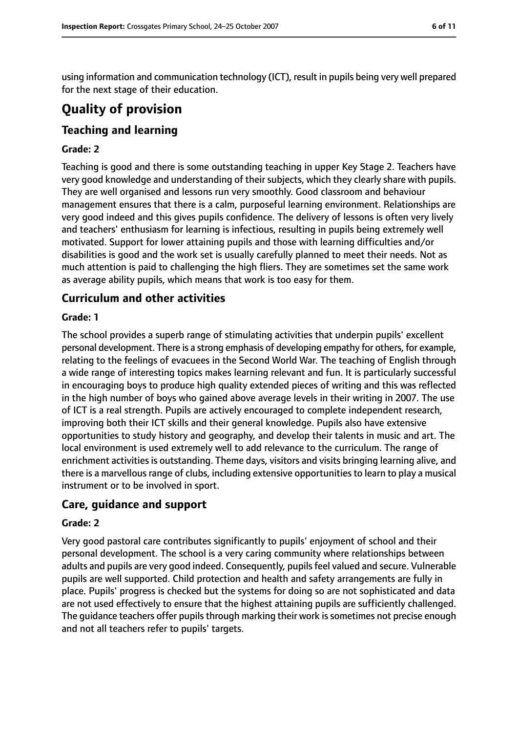using information and communication technology (ICT), result in pupils being very well prepared for the next stage of their education.

# Quality of provision

## Teaching and learning

### Grade: 2

Teaching is good and there is some outstanding teaching in upper Key Stage 2. Teachers have very good knowledge and understanding of their subjects, which they clearly share with pupils. They are well organised and lessons run very smoothly. Good classroom and behaviour management ensures that there is a calm, purposeful learning environment. Relationships are very good indeed and this gives pupils confidence. The delivery of lessons is often very lively and teachers' enthusiasm for learning is infectious, resulting in pupils being extremely well motivated. Support for lower attaining pupils and those with learning difficulties and/or disabilities is good and the work set is usually carefully planned to meet their needs. Not as much attention is paid to challenging the high fliers. They are sometimes set the same work as average ability pupils, which means that work is too easy for them.

## Curriculum and other activities

### Grade: 1

The school provides a superb range of stimulating activities that underpin pupils' excellent personal development. There is a strong emphasis of developing empathy for others, for example, relating to the feelings of evacuees in the Second World War. The teaching of English through a wide range of interesting topics makes learning relevant and fun. It is particularly successful in encouraging boys to produce high quality extended pieces of writing and this was reflected in the high number of boys who gained above average levels in their writing in 2007. The use of ICT is a real strength. Pupils are actively encouraged to complete independent research, improving both their ICT skills and their general knowledge. Pupils also have extensive opportunities to study history and geography, and develop their talents in music and art. The local environment is used extremely well to add relevance to the curriculum. The range of enrichment activities is outstanding. Theme days, visitors and visits bringing learning alive, and there is a marvellous range of clubs, including extensive opportunities to learn to play a musical instrument or to be involved in sport.

## Care, guidance and support

### Grade: 2

Very good pastoral care contributes significantly to pupils' enjoyment of school and their personal development. The school is a very caring community where relationships between adults and pupils are very good indeed. Consequently, pupils feel valued and secure. Vulnerable pupils are well supported. Child protection and health and safety arrangements are fully in place. Pupils' progress is checked but the systems for doing so are not sophisticated and data are not used effectively to ensure that the highest attaining pupils are sufficiently challenged. The guidance teachers offer pupils through marking their work is sometimes not precise enough and not all teachers refer to pupils' targets.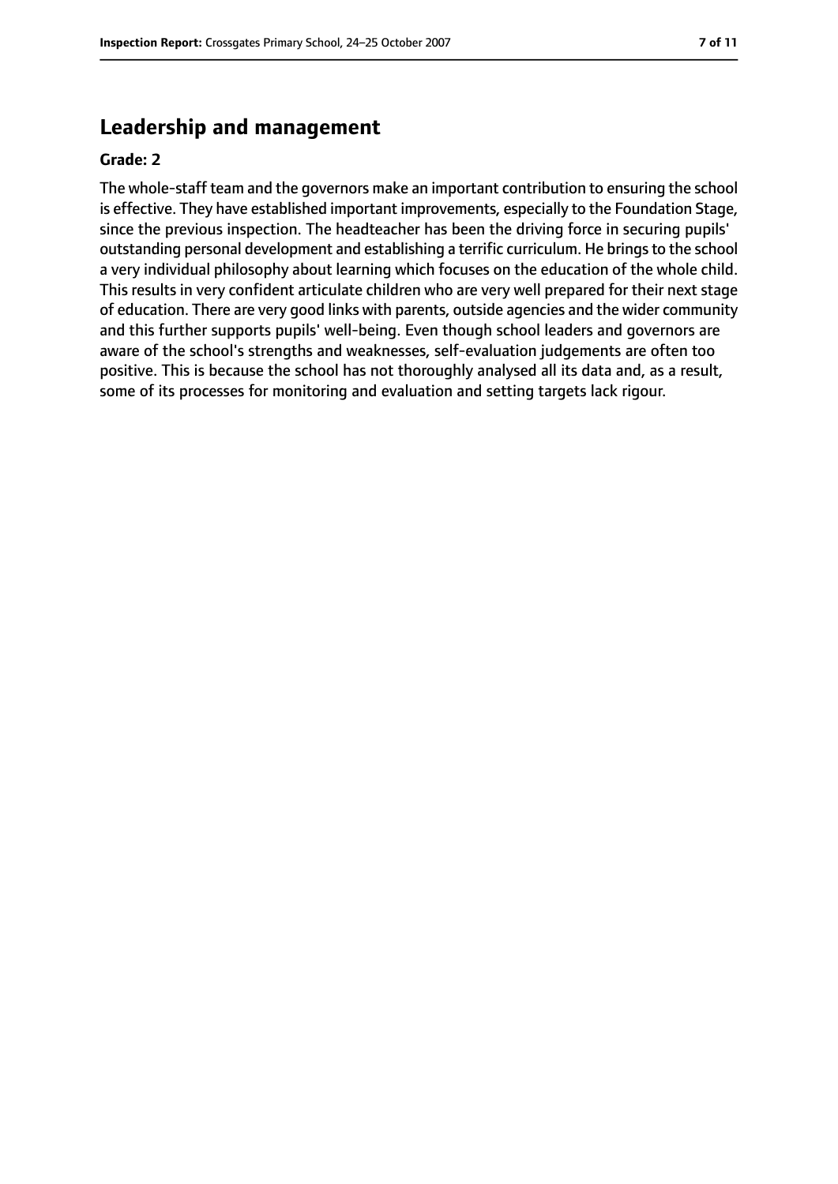## Leadership and management

**Grade: 2**

The whole-staff team and the governors make an important contribution to ensuring the school is effective. They have established important improvements, especially to the Foundation Stage, since the previous inspection. The headteacher has been the driving force in securing pupils' outstanding personal development and establishing a terrific curriculum. He brings to the school a very individual philosophy about learning which focuses on the education of the whole child. This results in very confident articulate children who are very well prepared for their next stage of education. There are very good links with parents, outside agencies and the wider community and this further supports pupils' well-being. Even though school leaders and governors are aware of the school's strengths and weaknesses, self-evaluation judgements are often too positive. This is because the school has not thoroughly analysed all its data and, as a result, some of its processes for monitoring and evaluation and setting targets lack rigour.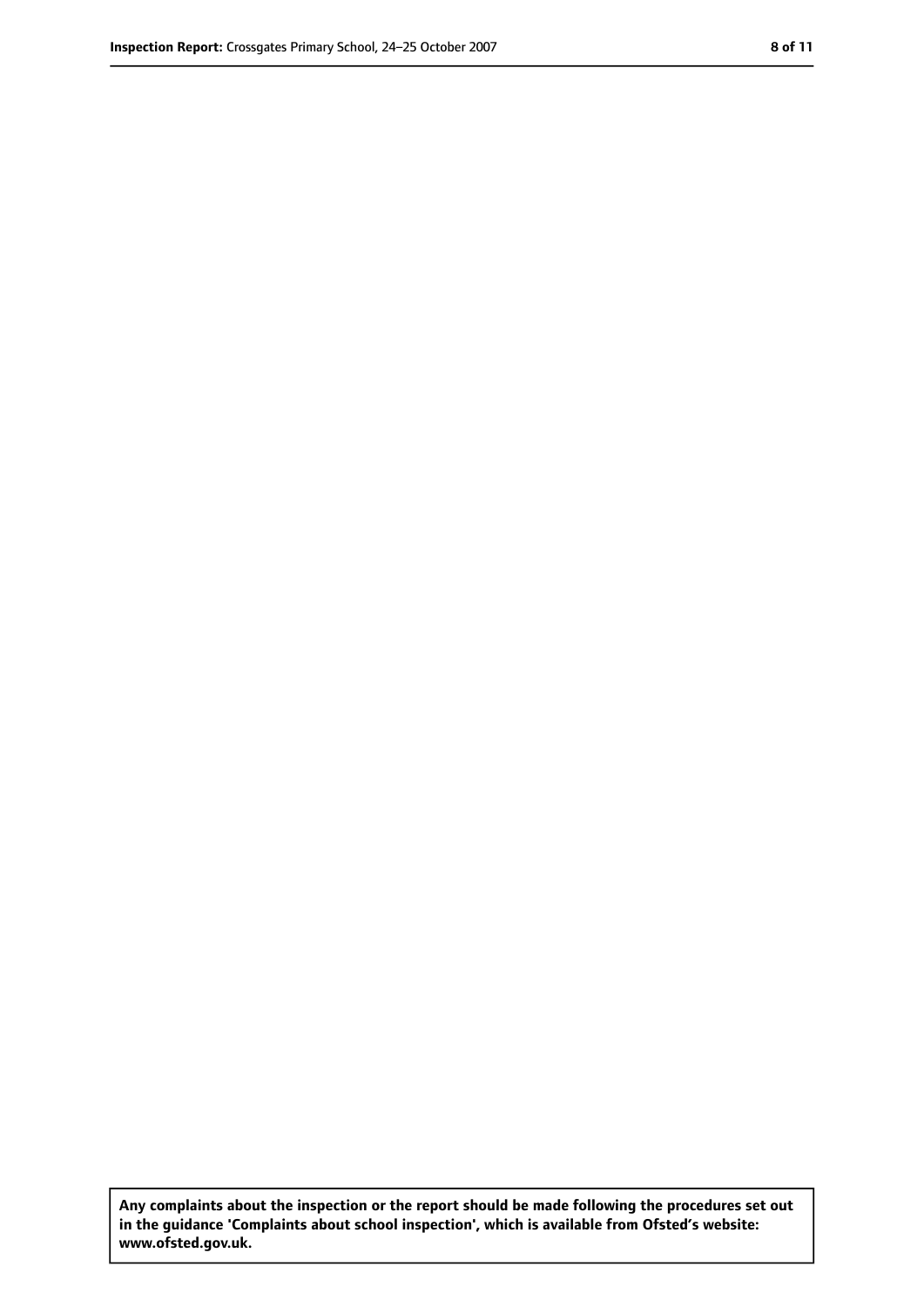**Any complaints about the inspection or the report should be made following the procedures set out in the guidance 'Complaints about school inspection', which is available from Ofsted's website: www.ofsted.gov.uk.**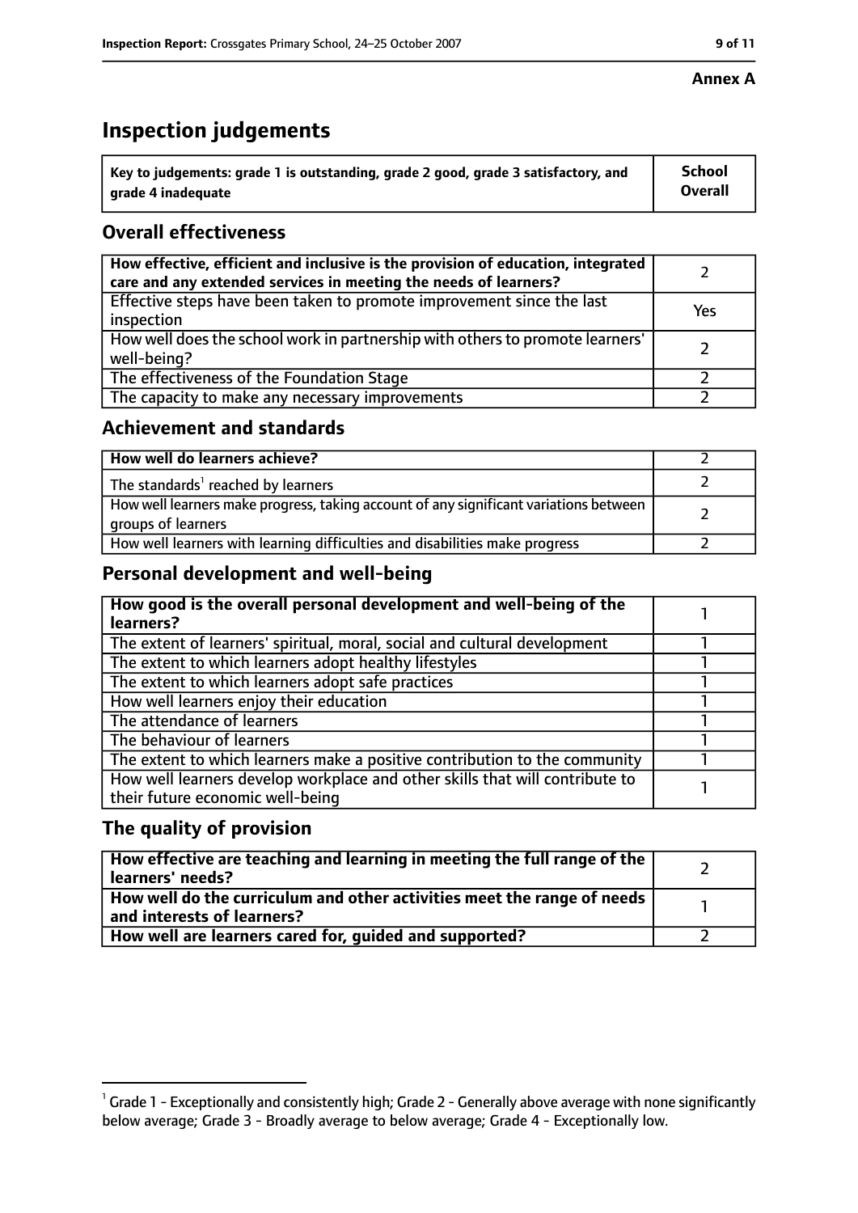**Annex A**

# Inspection judgements

| Key to judgements: grade 1 is outstanding, grade 2 good, grade 3 satisfactory, and grade 4 inadequate | School Overall |
|---|---|

## Overall effectiveness

| | |
|---|---|
| How effective, efficient and inclusive is the provision of education, integrated care and any extended services in meeting the needs of learners? | 2 |
| Effective steps have been taken to promote improvement since the last inspection | Yes |
| How well does the school work in partnership with others to promote learners' well-being? | 2 |
| The effectiveness of the Foundation Stage | 2 |
| The capacity to make any necessary improvements | 2 |

## Achievement and standards

| | |
|---|---|
| How well do learners achieve? | 2 |
| The standards[1] reached by learners | 2 |
| How well learners make progress, taking account of any significant variations between groups of learners | 2 |
| How well learners with learning difficulties and disabilities make progress | 2 |

## Personal development and well-being

| | |
|---|---|
| How good is the overall personal development and well-being of the learners? | 1 |
| The extent of learners' spiritual, moral, social and cultural development | 1 |
| The extent to which learners adopt healthy lifestyles | 1 |
| The extent to which learners adopt safe practices | 1 |
| How well learners enjoy their education | 1 |
| The attendance of learners | 1 |
| The behaviour of learners | 1 |
| The extent to which learners make a positive contribution to the community | 1 |
| How well learners develop workplace and other skills that will contribute to their future economic well-being | 1 |

## The quality of provision

| | |
|---|---|
| How effective are teaching and learning in meeting the full range of the learners' needs? | 2 |
| How well do the curriculum and other activities meet the range of needs and interests of learners? | 1 |
| How well are learners cared for, guided and supported? | 2 |

[1] Grade 1 - Exceptionally and consistently high; Grade 2 - Generally above average with none significantly below average; Grade 3 - Broadly average to below average; Grade 4 - Exceptionally low.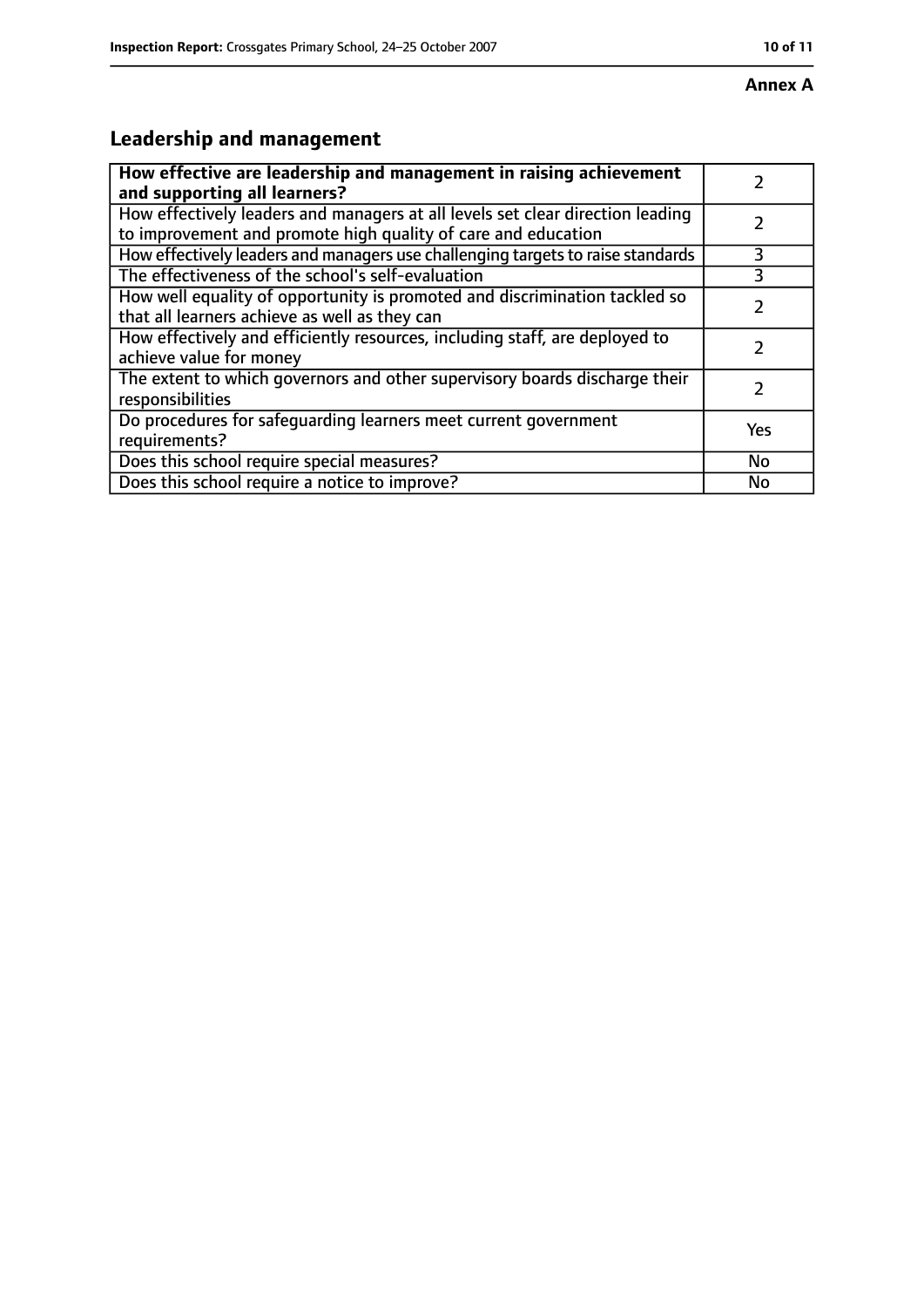**Annex A**

## Leadership and management

| **How effective are leadership and management in raising achievement and supporting all learners?** | 2 |
|---|---|
| How effectively leaders and managers at all levels set clear direction leading to improvement and promote high quality of care and education | 2 |
| How effectively leaders and managers use challenging targets to raise standards | 3 |
| The effectiveness of the school's self-evaluation | 3 |
| How well equality of opportunity is promoted and discrimination tackled so that all learners achieve as well as they can | 2 |
| How effectively and efficiently resources, including staff, are deployed to achieve value for money | 2 |
| The extent to which governors and other supervisory boards discharge their responsibilities | 2 |
| Do procedures for safeguarding learners meet current government requirements? | Yes |
| Does this school require special measures? | No |
| Does this school require a notice to improve? | No |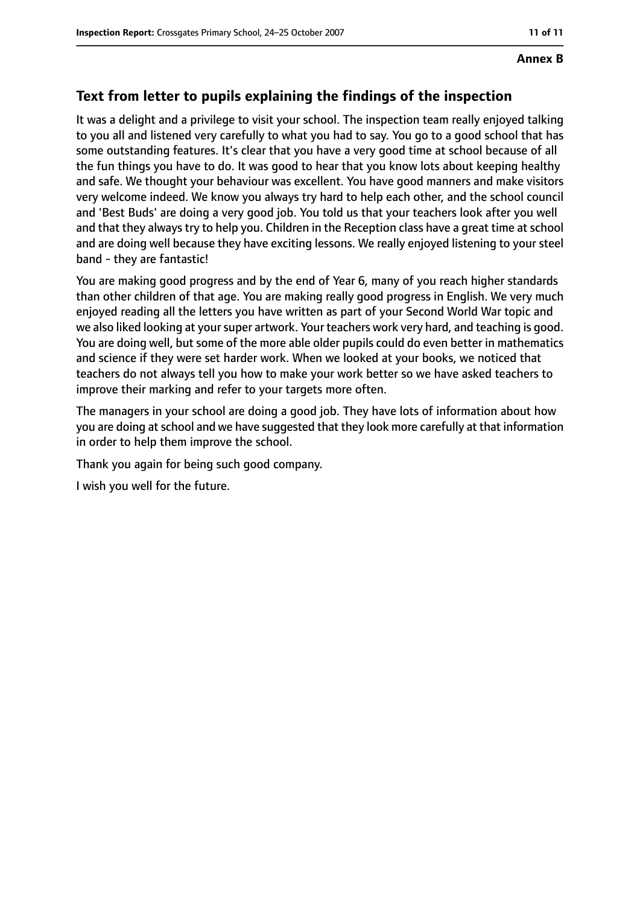**Annex B**

## Text from letter to pupils explaining the findings of the inspection

It was a delight and a privilege to visit your school. The inspection team really enjoyed talking to you all and listened very carefully to what you had to say. You go to a good school that has some outstanding features. It's clear that you have a very good time at school because of all the fun things you have to do. It was good to hear that you know lots about keeping healthy and safe. We thought your behaviour was excellent. You have good manners and make visitors very welcome indeed. We know you always try hard to help each other, and the school council and 'Best Buds' are doing a very good job. You told us that your teachers look after you well and that they always try to help you. Children in the Reception class have a great time at school and are doing well because they have exciting lessons. We really enjoyed listening to your steel band - they are fantastic!

You are making good progress and by the end of Year 6, many of you reach higher standards than other children of that age. You are making really good progress in English. We very much enjoyed reading all the letters you have written as part of your Second World War topic and we also liked looking at your super artwork. Your teachers work very hard, and teaching is good. You are doing well, but some of the more able older pupils could do even better in mathematics and science if they were set harder work. When we looked at your books, we noticed that teachers do not always tell you how to make your work better so we have asked teachers to improve their marking and refer to your targets more often.

The managers in your school are doing a good job. They have lots of information about how you are doing at school and we have suggested that they look more carefully at that information in order to help them improve the school.

Thank you again for being such good company.

I wish you well for the future.